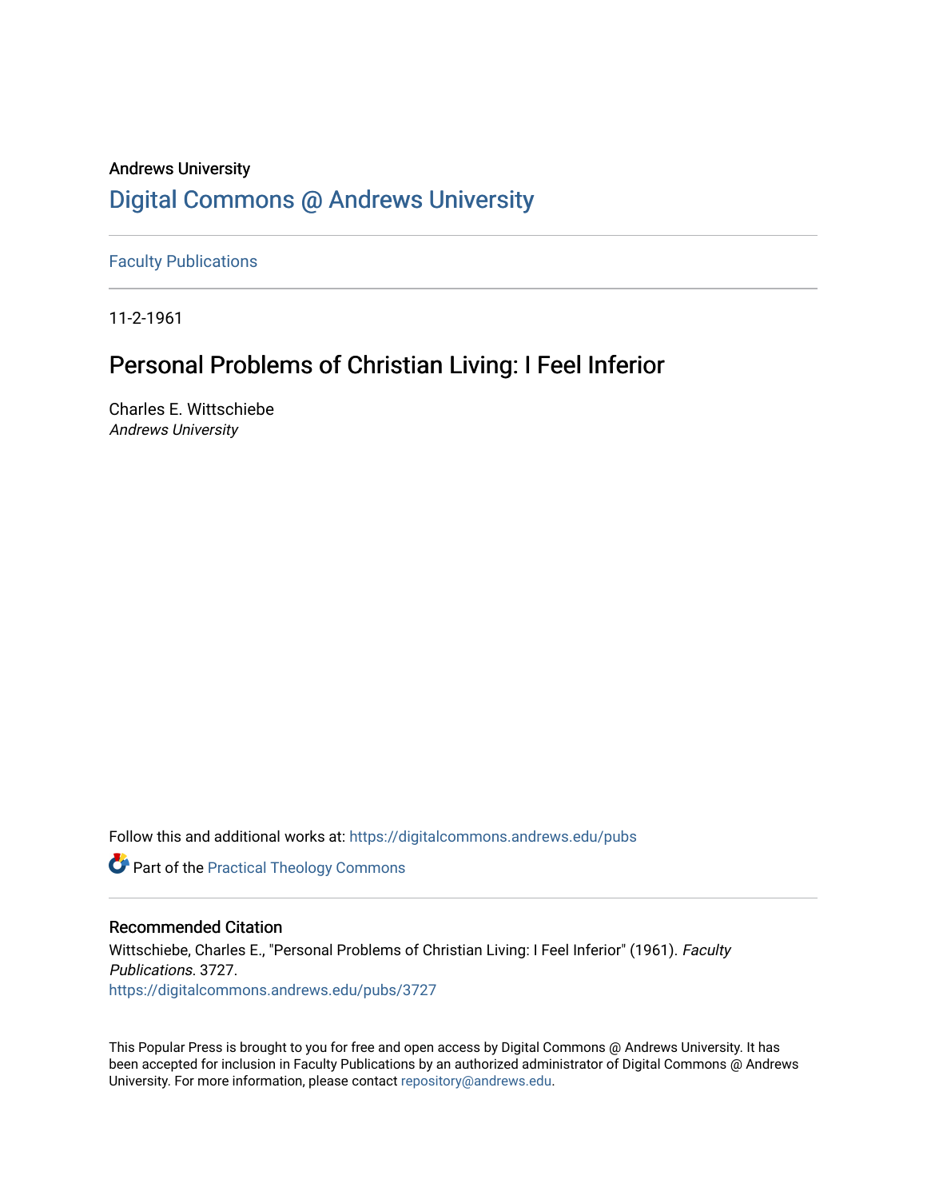Andrews University

# Digital Commons @ Andrews University

Faculty Publications

11-2-1961

## Personal Problems of Christian Living: I Feel Inferior

Charles E. Wittschiebe
*Andrews University*

Follow this and additional works at: https://digitalcommons.andrews.edu/pubs

Part of the Practical Theology Commons

### Recommended Citation

Wittschiebe, Charles E., "Personal Problems of Christian Living: I Feel Inferior" (1961). *Faculty Publications*. 3727.
https://digitalcommons.andrews.edu/pubs/3727

This Popular Press is brought to you for free and open access by Digital Commons @ Andrews University. It has been accepted for inclusion in Faculty Publications by an authorized administrator of Digital Commons @ Andrews University. For more information, please contact repository@andrews.edu.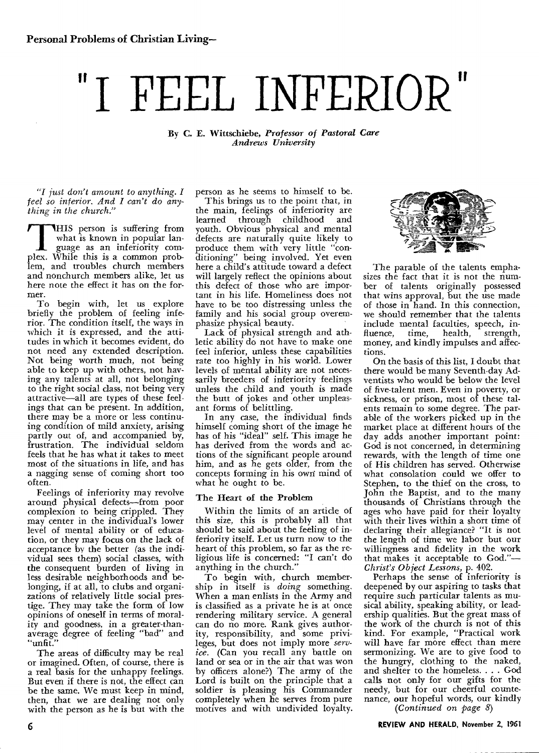Personal Problems of Christian Living—

# "I FEEL INFERIOR"

By C. E. Wittschiebe, *Professor of Pastoral Care*
*Andrews University*

*"I just don't amount to anything. I feel so inferior. And I can't do anything in the church."*

THIS person is suffering from what is known in popular language as an inferiority complex. While this is a common problem, and troubles church members and nonchurch members alike, let us here note the effect it has on the former.

To begin with, let us explore briefly the problem of feeling inferior. The condition itself, the ways in which it is expressed, and the attitudes in which it becomes evident, do not need any extended description. Not being worth much, not being able to keep up with others, not having any talents at all, not belonging to the right social class, not being very attractive—all are types of these feelings that can be present. In addition, there may be a more or less continuing condition of mild anxiety, arising partly out of, and accompanied by, frustration. The individual seldom feels that he has what it takes to meet most of the situations in life, and has a nagging sense of coming short too often.

Feelings of inferiority may revolve around physical defects—from poor complexion to being crippled. They may center in the individual's lower level of mental ability or of education, or they may focus on the lack of acceptance by the better (as the individual sees them) social classes, with the consequent burden of living in less desirable neighborhoods and belonging, if at all, to clubs and organizations of relatively little social prestige. They may take the form of low opinions of oneself in terms of morality and goodness, in a greater-than-average degree of feeling "bad" and "unfit."

The areas of difficulty may be real or imagined. Often, of course, there is a real basis for the unhappy feelings. But even if there is not, the effect can be the same. We must keep in mind, then, that we are dealing not only with the person as he is but with the person as he seems to himself to be.

This brings us to the point that, in the main, feelings of inferiority are learned through childhood and youth. Obvious physical and mental defects are naturally quite likely to produce them with very little "conditioning" being involved. Yet even here a child's attitude toward a defect will largely reflect the opinions about this defect of those who are important in his life. Homeliness does not have to be too distressing unless the family and his social group overemphasize physical beauty.

Lack of physical strength and athletic ability do not have to make one feel inferior, unless these capabilities rate too highly in his world. Lower levels of mental ability are not necessarily breeders of inferiority feelings unless the child and youth is made the butt of jokes and other unpleasant forms of belittling.

In any case, the individual finds himself coming short of the image he has of his "ideal" self. This image he has derived from the words and actions of the significant people around him, and as he gets older, from the concepts forming in his own mind of what he ought to be.

### The Heart of the Problem

Within the limits of an article of this size, this is probably all that should be said about the feeling of inferiority itself. Let us turn now to the heart of this problem, so far as the religious life is concerned: "I can't do anything in the church."

To begin with, church membership in itself is *doing* something. When a man enlists in the Army and is classified as a private he is at once rendering military service. A general can do no more. Rank gives authority, responsibility, and some privileges, but does not imply more *service*. (Can you recall any battle on land or sea or in the air that was won by officers alone?) The army of the Lord is built on the principle that a soldier is pleasing his Commander completely when he serves from pure motives and with undivided loyalty.

The parable of the talents emphasizes the fact that it is not the number of talents originally possessed that wins approval, but the use made of those in hand. In this connection, we should remember that the talents include mental faculties, speech, influence, time, health, strength, money, and kindly impulses and affections.

On the basis of this list, I doubt that there would be many Seventh-day Adventists who would be below the level of five-talent men. Even in poverty, or sickness, or prison, most of these talents remain to some degree. The parable of the workers picked up in the market place at different hours of the day adds another important point: God is not concerned, in determining rewards, with the length of time one of His children has served. Otherwise what consolation could we offer to Stephen, to the thief on the cross, to John the Baptist, and to the many thousands of Christians through the ages who have paid for their loyalty with their lives within a short time of declaring their allegiance? "It is not the length of time we labor but our willingness and fidelity in the work that makes it acceptable to God."—*Christ's Object Lessons*, p. 402.

Perhaps the sense of inferiority is deepened by our aspiring to tasks that require such particular talents as musical ability, speaking ability, or leadership qualities. But the great mass of the work of the church is not of this kind. For example, "Practical work will have far more effect than mere sermonizing. We are to give food to the hungry, clothing to the naked, and shelter to the homeless. . . . God calls not only for our gifts for the needy, but for our cheerful countenance, our hopeful words, our kindly

*(Continued on page 8)*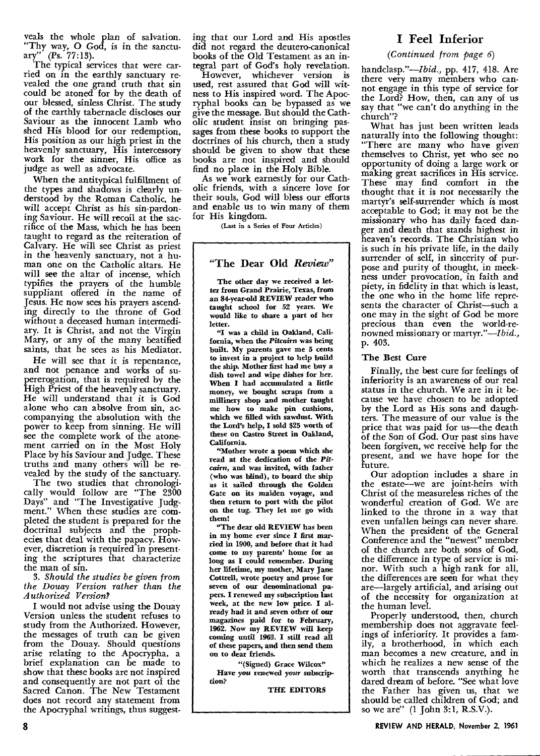veals the whole plan of salvation. "Thy way, O God, is in the sanctuary" (Ps. 77:13).

The typical services that were carried on in the earthly sanctuary revealed the one grand truth that sin could be atoned for by the death of our blessed, sinless Christ. The study of the earthly tabernacle discloses our Saviour as the innocent Lamb who shed His blood for our redemption, His position as our high priest in the heavenly sanctuary, His intercessory work for the sinner, His office as judge as well as advocate.

When the antitypical fulfillment of the types and shadows is clearly understood by the Roman Catholic, he will accept Christ as his sin-pardoning Saviour. He will recoil at the sacrifice of the Mass, which he has been taught to regard as the reiteration of Calvary. He will see Christ as priest in the heavenly sanctuary, not a human one on the Catholic altars. He will see the altar of incense, which typifies the prayers of the humble suppliant offered in the name of Jesus. He now sees his prayers ascending directly to the throne of God without a deceased human intermediary. It is Christ, and not the Virgin Mary, or any of the many beatified saints, that he sees as his Mediator.

He will see that it is repentance, and not penance and works of supererogation, that is required by the High Priest of the heavenly sanctuary. He will understand that it is God alone who can absolve from sin, accompanying the absolution with the power to keep from sinning. He will see the complete work of the atonement carried on in the Most Holy Place by his Saviour and Judge. These truths and many others will be revealed by the study of the sanctuary.

The two studies that chronologically would follow are "The 2300 Days" and "The Investigative Judgment." When these studies are completed the student is prepared for the doctrinal subjects and the prophecies that deal with the papacy. However, discretion is required in presenting the scriptures that characterize the man of sin.

3. *Should the studies be given from the Douay Version rather than the Authorized Version?*

I would not advise using the Douay Version unless the student refuses to study from the Authorized. However, the messages of truth can be given from the Douay. Should questions arise relating to the Apocrypha, a brief explanation can be made to show that these books are not inspired and consequently are not part of the Sacred Canon. The New Testament does not record any statement from the Apocryphal writings, thus suggesting that our Lord and His apostles did not regard the deutero-canonical books of the Old Testament as an integral part of God's holy revelation.

However, whichever version is used, rest assured that God will witness to His inspired word. The Apocryphal books can be bypassed as we give the message. But should the Catholic student insist on bringing passages from these books to support the doctrines of his church, then a study should be given to show that these books are not inspired and should find no place in the Holy Bible.

As we work earnestly for our Catholic friends, with a sincere love for their souls, God will bless our efforts and enable us to win many of them for His kingdom.

(Last in a Series of Four Articles)

## "The Dear Old *Review*"

**The other day we received a letter from Grand Prairie, Texas, from an 84-year-old REVIEW reader who taught school for 52 years. We would like to share a part of her letter.**

**"I was a child in Oakland, California, when the *Pitcairn* was being built. My parents gave me 5 cents to invest in a project to help build the ship. Mother first had me buy a dish towel and wipe dishes for her. When I had accumulated a little money, we bought scraps from a millinery shop and mother taught me how to make pin cushions, which we filled with sawdust. With the Lord's help, I sold $25 worth of these on Castro Street in Oakland, California.**

**"Mother wrote a poem which she read at the dedication of the *Pitcairn*, and was invited, with father (who was blind), to board the ship as it sailed through the Golden Gate on its maiden voyage, and then return to port with the pilot on the tug. They let me go with them!**

**"The dear old REVIEW has been in my home ever since I first married in 1900, and before that it had come to my parents' home for as long as I could remember. During her lifetime, my mother, Mary Jane Cottrell, wrote poetry and prose for seven of our denominational papers. I renewed my subscription last week, at the new low price. I already had it and seven other of our magazines paid for to February, 1962. Now my REVIEW will keep coming until 1963. I still read all of these papers, and then send them on to dear friends.**

**"(Signed) Grace Wilcox"**

**Have *you* renewed *your* subscription?**

**THE EDITORS**

## I Feel Inferior

*(Continued from page 6)*

handclasp."—*Ibid.*, pp. 417, 418. Are there very many members who cannot engage in this type of service for the Lord? How, then, can any of us say that "we can't do anything in the church"?

What has just been written leads naturally into the following thought: "There are many who have given themselves to Christ, yet who see no opportunity of doing a large work or making great sacrifices in His service. These may find comfort in the thought that it is not necessarily the martyr's self-surrender which is most acceptable to God; it may not be the missionary who has daily faced danger and death that stands highest in heaven's records. The Christian who is such in his private life, in the daily surrender of self, in sincerity of purpose and purity of thought, in meekness under provocation, in faith and piety, in fidelity in that which is least, the one who in the home life represents the character of Christ—such a one may in the sight of God be more precious than even the world-renowned missionary or martyr."—*Ibid.*, p. 403.

### The Best Cure

Finally, the best cure for feelings of inferiority is an awareness of our real status in the church. We are in it because we have chosen to be adopted by the Lord as His sons and daughters. The measure of our value is the price that was paid for us—the death of the Son of God. Our past sins have been forgiven, we receive help for the present, and we have hope for the future.

Our adoption includes a share in the estate—we are joint-heirs with Christ of the measureless riches of the wonderful creation of God. We are linked to the throne in a way that even unfallen beings can never share. When the president of the General Conference and the "newest" member of the church are both sons of God, the difference in type of service is minor. With such a high rank for all, the differences are seen for what they are—largely artificial, and arising out of the necessity for organization at the human level.

Properly understood, then, church membership does not aggravate feelings of inferiority. It provides a family, a brotherhood, in which each man becomes a new creature, and in which he realizes a new sense of the worth that transcends anything he dared dream of before. "See what love the Father has given us, that we should be called children of God; and so we are" (1 John 3:1, R.S.V.).